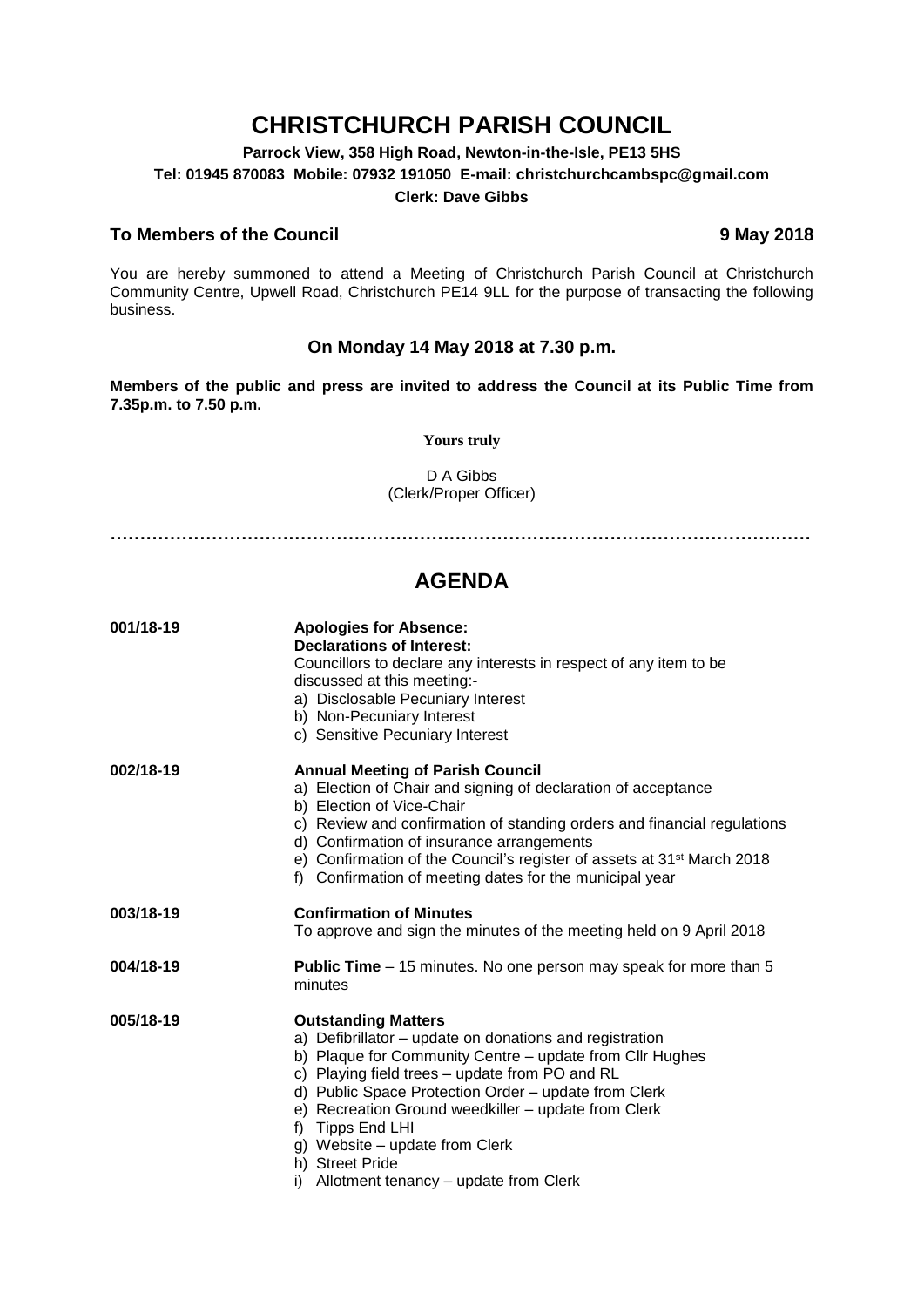# CHRISTCHURCH PARISH COUNCIL

**Parrock View, 358 High Road, Newton-in-the-Isle, PE13 5HS**
**Tel: 01945 870083 Mobile: 07932 191050 E-mail: christchurchcambspc@gmail.com**
**Clerk: Dave Gibbs**

**To Members of the Council** **9 May 2018**

You are hereby summoned to attend a Meeting of Christchurch Parish Council at Christchurch Community Centre, Upwell Road, Christchurch PE14 9LL for the purpose of transacting the following business.

**On Monday 14 May 2018 at 7.30 p.m.**

**Members of the public and press are invited to address the Council at its Public Time from 7.35p.m. to 7.50 p.m.**

**Yours truly**

D A Gibbs
(Clerk/Proper Officer)

…………………………………………………………………………………………………………

## AGENDA

**001/18-19** **Apologies for Absence:**
**Declarations of Interest:**
Councillors to declare any interests in respect of any item to be discussed at this meeting:-
a) Disclosable Pecuniary Interest
b) Non-Pecuniary Interest
c) Sensitive Pecuniary Interest

**002/18-19** **Annual Meeting of Parish Council**
a) Election of Chair and signing of declaration of acceptance
b) Election of Vice-Chair
c) Review and confirmation of standing orders and financial regulations
d) Confirmation of insurance arrangements
e) Confirmation of the Council's register of assets at 31st March 2018
f) Confirmation of meeting dates for the municipal year

**003/18-19** **Confirmation of Minutes**
To approve and sign the minutes of the meeting held on 9 April 2018

**004/18-19** **Public Time** – 15 minutes. No one person may speak for more than 5 minutes

**005/18-19** **Outstanding Matters**
a) Defibrillator – update on donations and registration
b) Plaque for Community Centre – update from Cllr Hughes
c) Playing field trees – update from PO and RL
d) Public Space Protection Order – update from Clerk
e) Recreation Ground weedkiller – update from Clerk
f) Tipps End LHI
g) Website – update from Clerk
h) Street Pride
i) Allotment tenancy – update from Clerk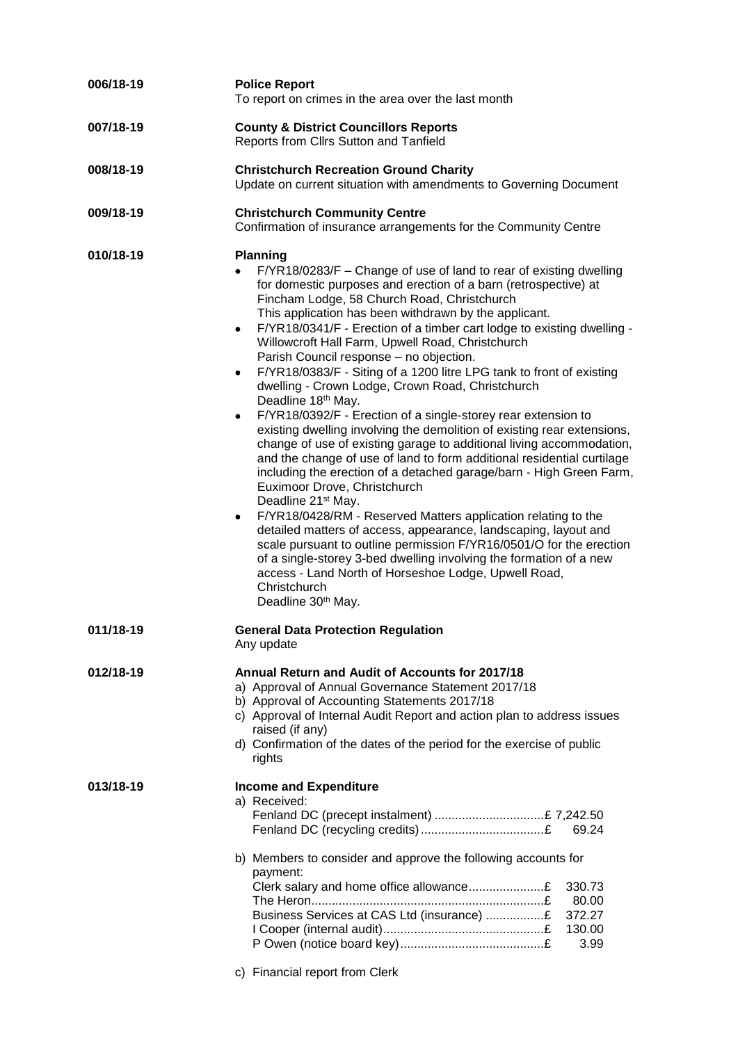**006/18-19** **Police Report**
To report on crimes in the area over the last month

**007/18-19** **County & District Councillors Reports**
Reports from Cllrs Sutton and Tanfield

**008/18-19** **Christchurch Recreation Ground Charity**
Update on current situation with amendments to Governing Document

**009/18-19** **Christchurch Community Centre**
Confirmation of insurance arrangements for the Community Centre

**010/18-19** **Planning**

- F/YR18/0283/F – Change of use of land to rear of existing dwelling for domestic purposes and erection of a barn (retrospective) at Fincham Lodge, 58 Church Road, Christchurch
  This application has been withdrawn by the applicant.
- F/YR18/0341/F - Erection of a timber cart lodge to existing dwelling - Willowcroft Hall Farm, Upwell Road, Christchurch
  Parish Council response – no objection.
- F/YR18/0383/F - Siting of a 1200 litre LPG tank to front of existing dwelling - Crown Lodge, Crown Road, Christchurch
  Deadline 18th May.
- F/YR18/0392/F - Erection of a single-storey rear extension to existing dwelling involving the demolition of existing rear extensions, change of use of existing garage to additional living accommodation, and the change of use of land to form additional residential curtilage including the erection of a detached garage/barn - High Green Farm, Euximoor Drove, Christchurch
  Deadline 21st May.
- F/YR18/0428/RM - Reserved Matters application relating to the detailed matters of access, appearance, landscaping, layout and scale pursuant to outline permission F/YR16/0501/O for the erection of a single-storey 3-bed dwelling involving the formation of a new access - Land North of Horseshoe Lodge, Upwell Road, Christchurch
  Deadline 30th May.

**011/18-19** **General Data Protection Regulation**
Any update

**012/18-19** **Annual Return and Audit of Accounts for 2017/18**

a) Approval of Annual Governance Statement 2017/18
b) Approval of Accounting Statements 2017/18
c) Approval of Internal Audit Report and action plan to address issues raised (if any)
d) Confirmation of the dates of the period for the exercise of public rights

**013/18-19** **Income and Expenditure**

a) Received:

| | |
|---|---|
| Fenland DC (precept instalment) | £ 7,242.50 |
| Fenland DC (recycling credits) | £ 69.24 |

b) Members to consider and approve the following accounts for payment:

| | |
|---|---|
| Clerk salary and home office allowance | £ 330.73 |
| The Heron | £ 80.00 |
| Business Services at CAS Ltd (insurance) | £ 372.27 |
| I Cooper (internal audit) | £ 130.00 |
| P Owen (notice board key) | £ 3.99 |

c) Financial report from Clerk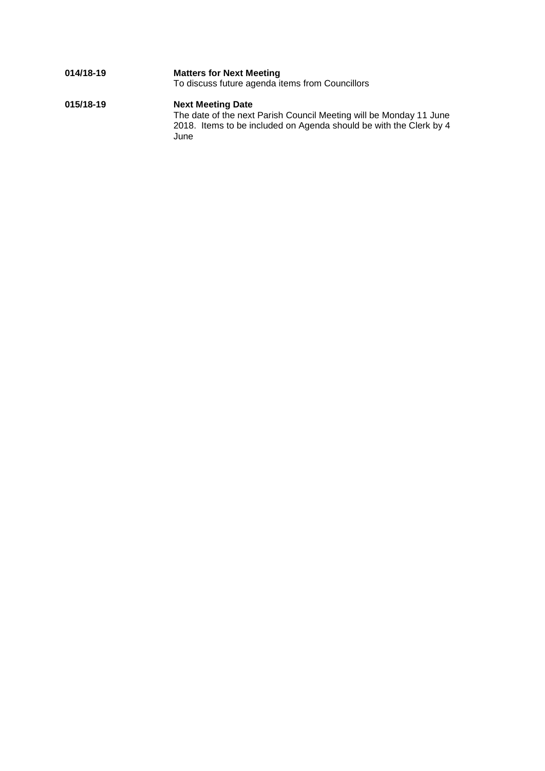**014/18-19** **Matters for Next Meeting**
To discuss future agenda items from Councillors

**015/18-19** **Next Meeting Date**
The date of the next Parish Council Meeting will be Monday 11 June 2018. Items to be included on Agenda should be with the Clerk by 4 June